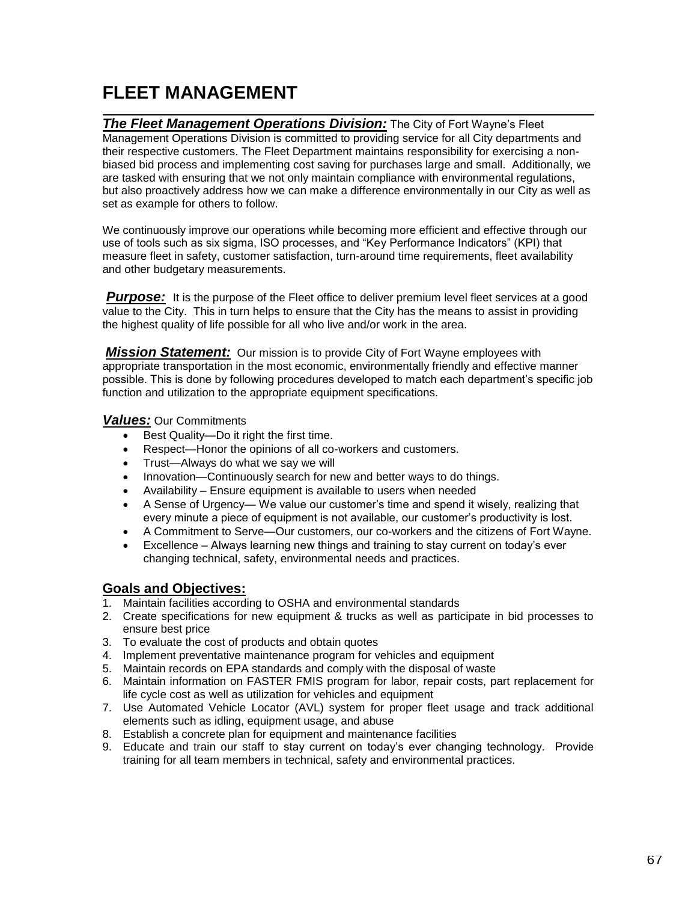# FLEET MANAGEMENT

***The Fleet Management Operations Division:*** The City of Fort Wayne's Fleet Management Operations Division is committed to providing service for all City departments and their respective customers. The Fleet Department maintains responsibility for exercising a non-biased bid process and implementing cost saving for purchases large and small. Additionally, we are tasked with ensuring that we not only maintain compliance with environmental regulations, but also proactively address how we can make a difference environmentally in our City as well as set as example for others to follow.

We continuously improve our operations while becoming more efficient and effective through our use of tools such as six sigma, ISO processes, and "Key Performance Indicators" (KPI) that measure fleet in safety, customer satisfaction, turn-around time requirements, fleet availability and other budgetary measurements.

***Purpose:*** It is the purpose of the Fleet office to deliver premium level fleet services at a good value to the City. This in turn helps to ensure that the City has the means to assist in providing the highest quality of life possible for all who live and/or work in the area.

***Mission Statement:*** Our mission is to provide City of Fort Wayne employees with appropriate transportation in the most economic, environmentally friendly and effective manner possible. This is done by following procedures developed to match each department's specific job function and utilization to the appropriate equipment specifications.

***Values:*** Our Commitments

- Best Quality—Do it right the first time.
- Respect—Honor the opinions of all co-workers and customers.
- Trust—Always do what we say we will
- Innovation—Continuously search for new and better ways to do things.
- Availability – Ensure equipment is available to users when needed
- A Sense of Urgency— We value our customer's time and spend it wisely, realizing that every minute a piece of equipment is not available, our customer's productivity is lost.
- A Commitment to Serve—Our customers, our co-workers and the citizens of Fort Wayne.
- Excellence – Always learning new things and training to stay current on today's ever changing technical, safety, environmental needs and practices.

## Goals and Objectives:

1. Maintain facilities according to OSHA and environmental standards
2. Create specifications for new equipment & trucks as well as participate in bid processes to ensure best price
3. To evaluate the cost of products and obtain quotes
4. Implement preventative maintenance program for vehicles and equipment
5. Maintain records on EPA standards and comply with the disposal of waste
6. Maintain information on FASTER FMIS program for labor, repair costs, part replacement for life cycle cost as well as utilization for vehicles and equipment
7. Use Automated Vehicle Locator (AVL) system for proper fleet usage and track additional elements such as idling, equipment usage, and abuse
8. Establish a concrete plan for equipment and maintenance facilities
9. Educate and train our staff to stay current on today's ever changing technology. Provide training for all team members in technical, safety and environmental practices.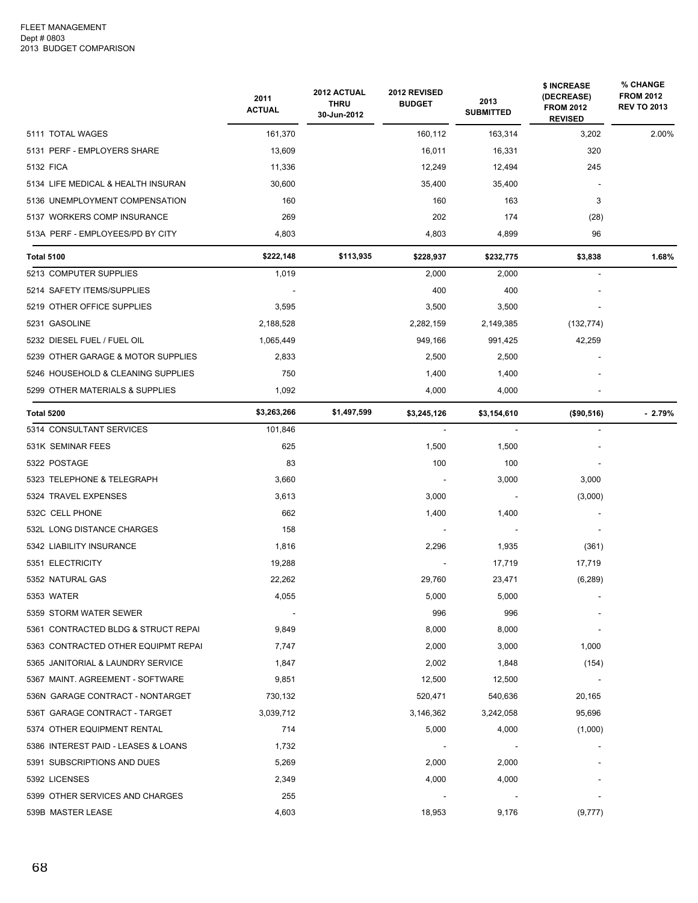FLEET MANAGEMENT
Dept # 0803
2013 BUDGET COMPARISON

| | 2011 ACTUAL | 2012 ACTUAL THRU 30-Jun-2012 | 2012 REVISED BUDGET | 2013 SUBMITTED | $ INCREASE (DECREASE) FROM 2012 REVISED | % CHANGE FROM 2012 REV TO 2013 |
|---|---|---|---|---|---|---|
| 5111 TOTAL WAGES | 161,370 | | 160,112 | 163,314 | 3,202 | 2.00% |
| 5131 PERF - EMPLOYERS SHARE | 13,609 | | 16,011 | 16,331 | 320 | |
| 5132 FICA | 11,336 | | 12,249 | 12,494 | 245 | |
| 5134 LIFE MEDICAL & HEALTH INSURAN | 30,600 | | 35,400 | 35,400 | - | |
| 5136 UNEMPLOYMENT COMPENSATION | 160 | | 160 | 163 | 3 | |
| 5137 WORKERS COMP INSURANCE | 269 | | 202 | 174 | (28) | |
| 513A PERF - EMPLOYEES/PD BY CITY | 4,803 | | 4,803 | 4,899 | 96 | |
| **Total 5100** | **$222,148** | **$113,935** | **$228,937** | **$232,775** | **$3,838** | **1.68%** |
| 5213 COMPUTER SUPPLIES | 1,019 | | 2,000 | 2,000 | - | |
| 5214 SAFETY ITEMS/SUPPLIES | - | | 400 | 400 | - | |
| 5219 OTHER OFFICE SUPPLIES | 3,595 | | 3,500 | 3,500 | - | |
| 5231 GASOLINE | 2,188,528 | | 2,282,159 | 2,149,385 | (132,774) | |
| 5232 DIESEL FUEL / FUEL OIL | 1,065,449 | | 949,166 | 991,425 | 42,259 | |
| 5239 OTHER GARAGE & MOTOR SUPPLIES | 2,833 | | 2,500 | 2,500 | - | |
| 5246 HOUSEHOLD & CLEANING SUPPLIES | 750 | | 1,400 | 1,400 | - | |
| 5299 OTHER MATERIALS & SUPPLIES | 1,092 | | 4,000 | 4,000 | - | |
| **Total 5200** | **$3,263,266** | **$1,497,599** | **$3,245,126** | **$3,154,610** | **($90,516)** | **- 2.79%** |
| 5314 CONSULTANT SERVICES | 101,846 | | - | - | - | |
| 531K SEMINAR FEES | 625 | | 1,500 | 1,500 | - | |
| 5322 POSTAGE | 83 | | 100 | 100 | - | |
| 5323 TELEPHONE & TELEGRAPH | 3,660 | | - | 3,000 | 3,000 | |
| 5324 TRAVEL EXPENSES | 3,613 | | 3,000 | - | (3,000) | |
| 532C CELL PHONE | 662 | | 1,400 | 1,400 | - | |
| 532L LONG DISTANCE CHARGES | 158 | | - | - | - | |
| 5342 LIABILITY INSURANCE | 1,816 | | 2,296 | 1,935 | (361) | |
| 5351 ELECTRICITY | 19,288 | | - | 17,719 | 17,719 | |
| 5352 NATURAL GAS | 22,262 | | 29,760 | 23,471 | (6,289) | |
| 5353 WATER | 4,055 | | 5,000 | 5,000 | - | |
| 5359 STORM WATER SEWER | - | | 996 | 996 | - | |
| 5361 CONTRACTED BLDG & STRUCT REPAI | 9,849 | | 8,000 | 8,000 | - | |
| 5363 CONTRACTED OTHER EQUIPMT REPAI | 7,747 | | 2,000 | 3,000 | 1,000 | |
| 5365 JANITORIAL & LAUNDRY SERVICE | 1,847 | | 2,002 | 1,848 | (154) | |
| 5367 MAINT. AGREEMENT - SOFTWARE | 9,851 | | 12,500 | 12,500 | - | |
| 536N GARAGE CONTRACT - NONTARGET | 730,132 | | 520,471 | 540,636 | 20,165 | |
| 536T GARAGE CONTRACT - TARGET | 3,039,712 | | 3,146,362 | 3,242,058 | 95,696 | |
| 5374 OTHER EQUIPMENT RENTAL | 714 | | 5,000 | 4,000 | (1,000) | |
| 5386 INTEREST PAID - LEASES & LOANS | 1,732 | | - | - | - | |
| 5391 SUBSCRIPTIONS AND DUES | 5,269 | | 2,000 | 2,000 | - | |
| 5392 LICENSES | 2,349 | | 4,000 | 4,000 | - | |
| 5399 OTHER SERVICES AND CHARGES | 255 | | - | - | - | |
| 539B MASTER LEASE | 4,603 | | 18,953 | 9,176 | (9,777) | |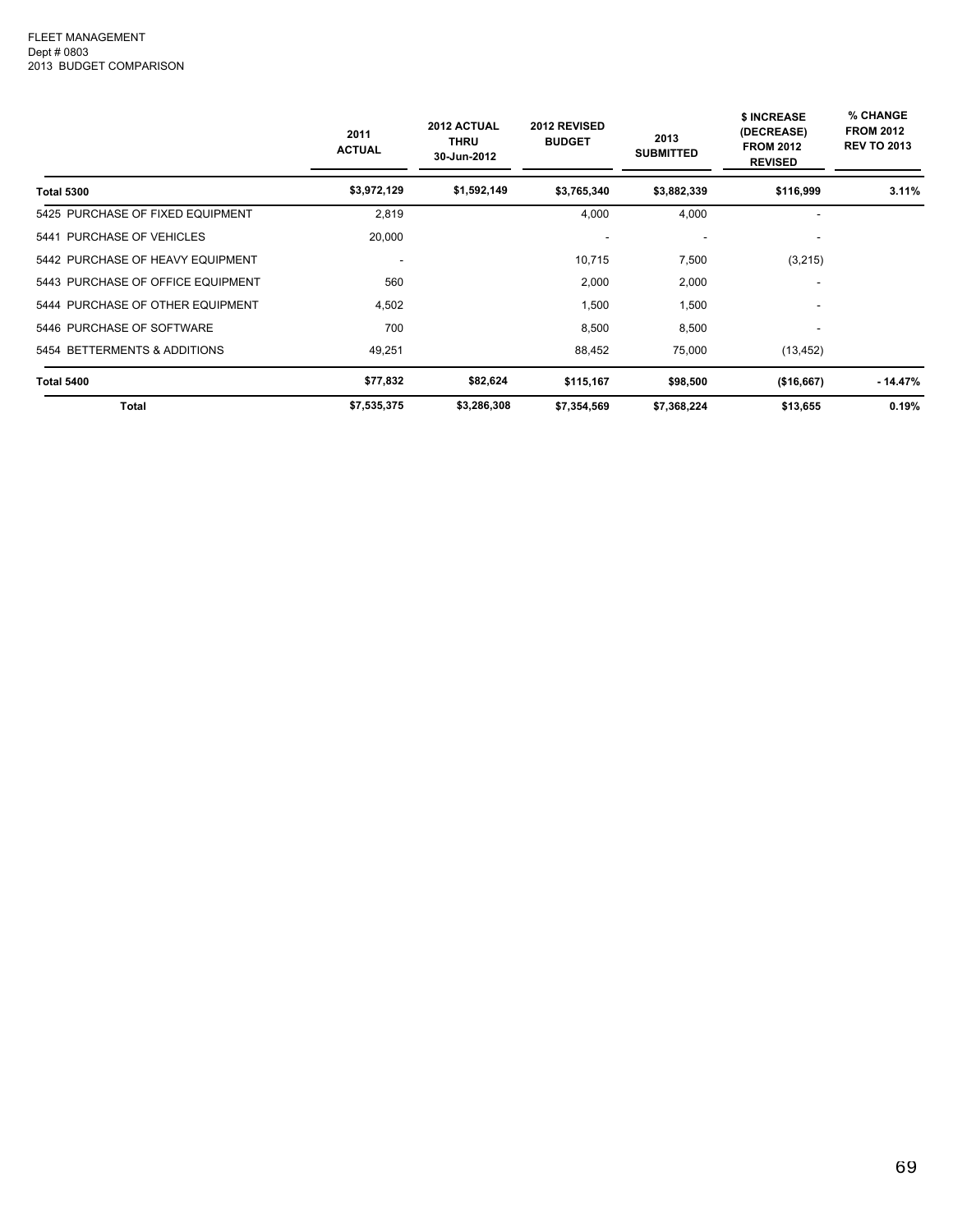FLEET MANAGEMENT
Dept # 0803
2013 BUDGET COMPARISON

| | 2011 ACTUAL | 2012 ACTUAL THRU 30-Jun-2012 | 2012 REVISED BUDGET | 2013 SUBMITTED | $ INCREASE (DECREASE) FROM 2012 REVISED | % CHANGE FROM 2012 REV TO 2013 |
|---|---|---|---|---|---|---|
| **Total 5300** | **$3,972,129** | **$1,592,149** | **$3,765,340** | **$3,882,339** | **$116,999** | **3.11%** |
| 5425 PURCHASE OF FIXED EQUIPMENT | 2,819 | | 4,000 | 4,000 | - | |
| 5441 PURCHASE OF VEHICLES | 20,000 | | - | - | - | |
| 5442 PURCHASE OF HEAVY EQUIPMENT | - | | 10,715 | 7,500 | (3,215) | |
| 5443 PURCHASE OF OFFICE EQUIPMENT | 560 | | 2,000 | 2,000 | - | |
| 5444 PURCHASE OF OTHER EQUIPMENT | 4,502 | | 1,500 | 1,500 | - | |
| 5446 PURCHASE OF SOFTWARE | 700 | | 8,500 | 8,500 | - | |
| 5454 BETTERMENTS & ADDITIONS | 49,251 | | 88,452 | 75,000 | (13,452) | |
| **Total 5400** | **$77,832** | **$82,624** | **$115,167** | **$98,500** | **($16,667)** | **- 14.47%** |
| **Total** | **$7,535,375** | **$3,286,308** | **$7,354,569** | **$7,368,224** | **$13,655** | **0.19%** |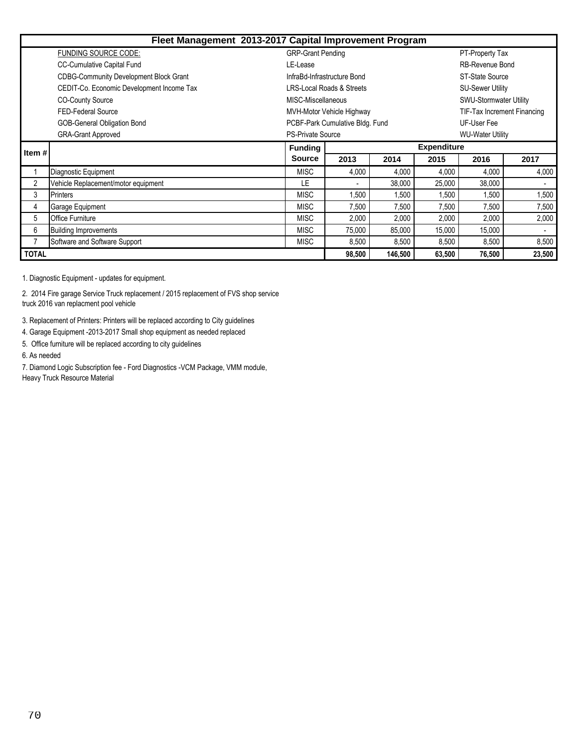# Fleet Management 2013-2017 Capital Improvement Program

| | | |
|---|---|---|
| FUNDING SOURCE CODE: | GRP-Grant Pending | PT-Property Tax |
| CC-Cumulative Capital Fund | LE-Lease | RB-Revenue Bond |
| CDBG-Community Development Block Grant | InfraBd-Infrastructure Bond | ST-State Source |
| CEDIT-Co. Economic Development Income Tax | LRS-Local Roads & Streets | SU-Sewer Utility |
| CO-County Source | MISC-Miscellaneous | SWU-Stormwater Utility |
| FED-Federal Source | MVH-Motor Vehicle Highway | TIF-Tax Increment Financing |
| GOB-General Obligation Bond | PCBF-Park Cumulative Bldg. Fund | UF-User Fee |
| GRA-Grant Approved | PS-Private Source | WU-Water Utility |

| Item # | | Funding Source | Expenditure | | | | |
|---|---|---|---|---|---|---|---|
| | | | 2013 | 2014 | 2015 | 2016 | 2017 |
| 1 | Diagnostic Equipment | MISC | 4,000 | 4,000 | 4,000 | 4,000 | 4,000 |
| 2 | Vehicle Replacement/motor equipment | LE | - | 38,000 | 25,000 | 38,000 | - |
| 3 | Printers | MISC | 1,500 | 1,500 | 1,500 | 1,500 | 1,500 |
| 4 | Garage Equipment | MISC | 7,500 | 7,500 | 7,500 | 7,500 | 7,500 |
| 5 | Office Furniture | MISC | 2,000 | 2,000 | 2,000 | 2,000 | 2,000 |
| 6 | Building Improvements | MISC | 75,000 | 85,000 | 15,000 | 15,000 | - |
| 7 | Software and Software Support | MISC | 8,500 | 8,500 | 8,500 | 8,500 | 8,500 |
| **TOTAL** | | | **98,500** | **146,500** | **63,500** | **76,500** | **23,500** |

1. Diagnostic Equipment - updates for equipment.

2. 2014 Fire garage Service Truck replacement / 2015 replacement of FVS shop service truck 2016 van replacment pool vehicle

3. Replacement of Printers: Printers will be replaced according to City guidelines

4. Garage Equipment -2013-2017 Small shop equipment as needed replaced

5. Office furniture will be replaced according to city guidelines

6. As needed

7. Diamond Logic Subscription fee - Ford Diagnostics -VCM Package, VMM module, Heavy Truck Resource Material